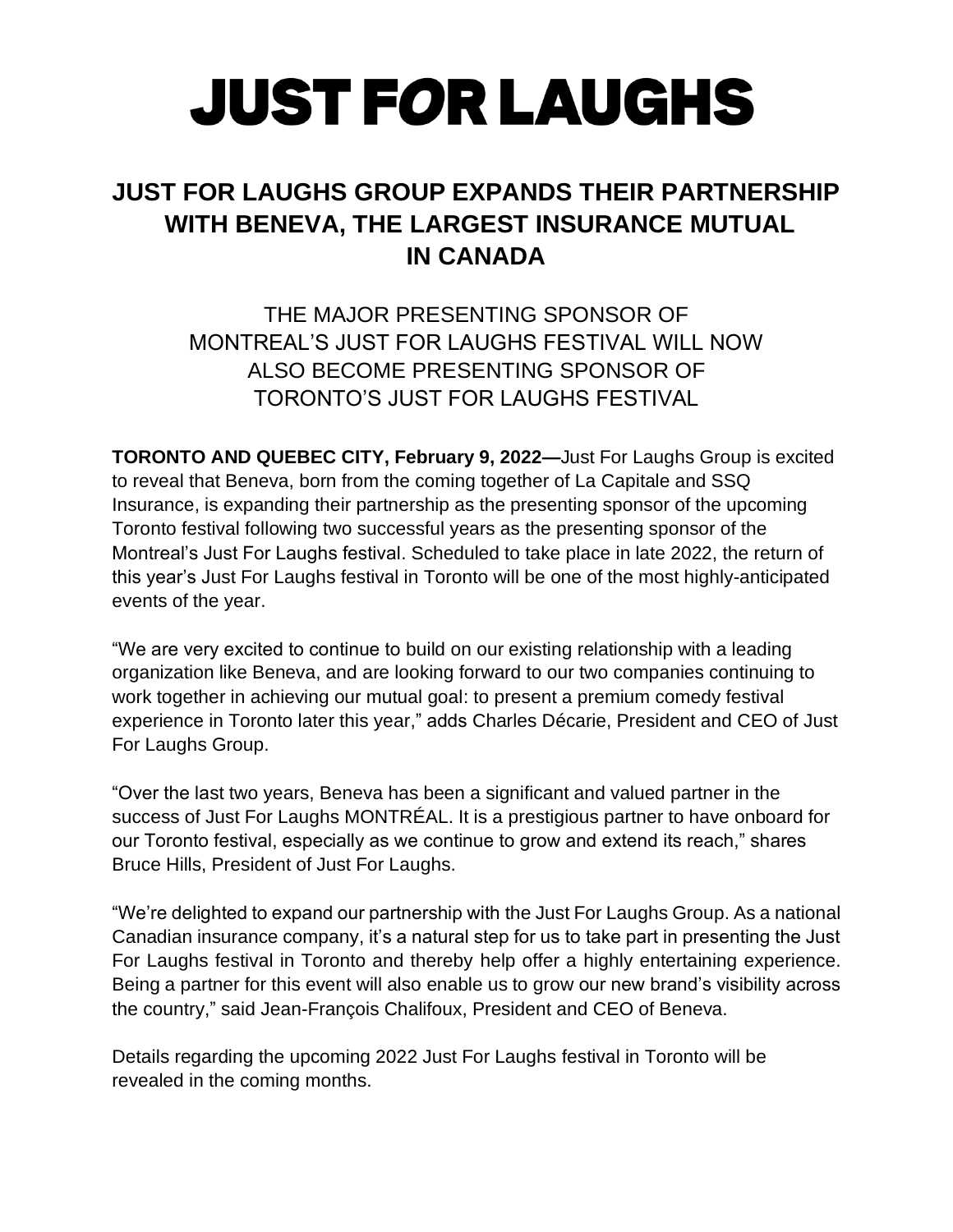# JUST FOR LAUGHS

## JUST FOR LAUGHS GROUP EXPANDS THEIR PARTNERSHIP WITH BENEVA, THE LARGEST INSURANCE MUTUAL IN CANADA

### THE MAJOR PRESENTING SPONSOR OF MONTREAL'S JUST FOR LAUGHS FESTIVAL WILL NOW ALSO BECOME PRESENTING SPONSOR OF TORONTO'S JUST FOR LAUGHS FESTIVAL

**TORONTO AND QUEBEC CITY, February 9, 2022—**Just For Laughs Group is excited to reveal that Beneva, born from the coming together of La Capitale and SSQ Insurance, is expanding their partnership as the presenting sponsor of the upcoming Toronto festival following two successful years as the presenting sponsor of the Montreal's Just For Laughs festival. Scheduled to take place in late 2022, the return of this year's Just For Laughs festival in Toronto will be one of the most highly-anticipated events of the year.

"We are very excited to continue to build on our existing relationship with a leading organization like Beneva, and are looking forward to our two companies continuing to work together in achieving our mutual goal: to present a premium comedy festival experience in Toronto later this year," adds Charles Décarie, President and CEO of Just For Laughs Group.

"Over the last two years, Beneva has been a significant and valued partner in the success of Just For Laughs MONTRÉAL. It is a prestigious partner to have onboard for our Toronto festival, especially as we continue to grow and extend its reach," shares Bruce Hills, President of Just For Laughs.

"We're delighted to expand our partnership with the Just For Laughs Group. As a national Canadian insurance company, it's a natural step for us to take part in presenting the Just For Laughs festival in Toronto and thereby help offer a highly entertaining experience. Being a partner for this event will also enable us to grow our new brand's visibility across the country," said Jean-François Chalifoux, President and CEO of Beneva.

Details regarding the upcoming 2022 Just For Laughs festival in Toronto will be revealed in the coming months.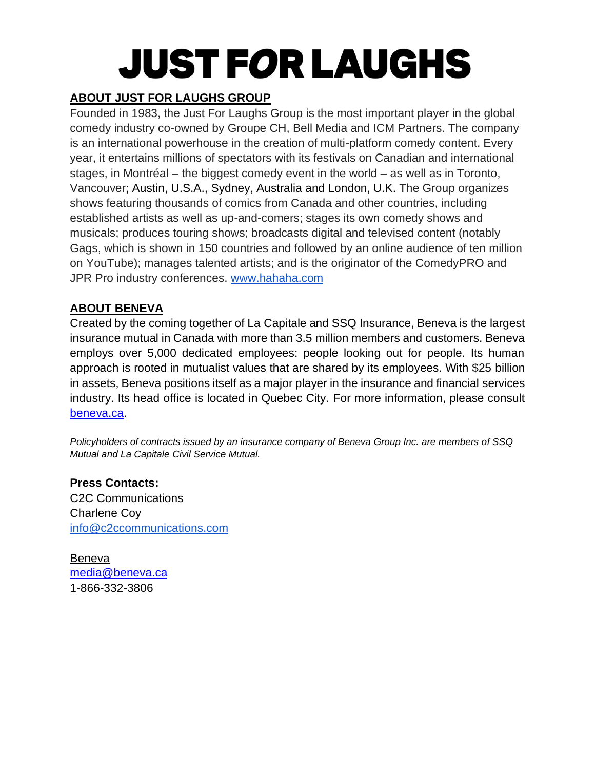# JUST FOR LAUGHS

## ABOUT JUST FOR LAUGHS GROUP

Founded in 1983, the Just For Laughs Group is the most important player in the global comedy industry co-owned by Groupe CH, Bell Media and ICM Partners. The company is an international powerhouse in the creation of multi-platform comedy content. Every year, it entertains millions of spectators with its festivals on Canadian and international stages, in Montréal – the biggest comedy event in the world – as well as in Toronto, Vancouver; Austin, U.S.A., Sydney, Australia and London, U.K. The Group organizes shows featuring thousands of comics from Canada and other countries, including established artists as well as up-and-comers; stages its own comedy shows and musicals; produces touring shows; broadcasts digital and televised content (notably Gags, which is shown in 150 countries and followed by an online audience of ten million on YouTube); manages talented artists; and is the originator of the ComedyPRO and JPR Pro industry conferences. [www.hahaha.com](www.hahaha.com)

## ABOUT BENEVA

Created by the coming together of La Capitale and SSQ Insurance, Beneva is the largest insurance mutual in Canada with more than 3.5 million members and customers. Beneva employs over 5,000 dedicated employees: people looking out for people. Its human approach is rooted in mutualist values that are shared by its employees. With $25 billion in assets, Beneva positions itself as a major player in the insurance and financial services industry. Its head office is located in Quebec City. For more information, please consult [beneva.ca](beneva.ca).

*Policyholders of contracts issued by an insurance company of Beneva Group Inc. are members of SSQ Mutual and La Capitale Civil Service Mutual.*

**Press Contacts:**
C2C Communications
Charlene Coy
info@c2ccommunications.com

Beneva
media@beneva.ca
1-866-332-3806